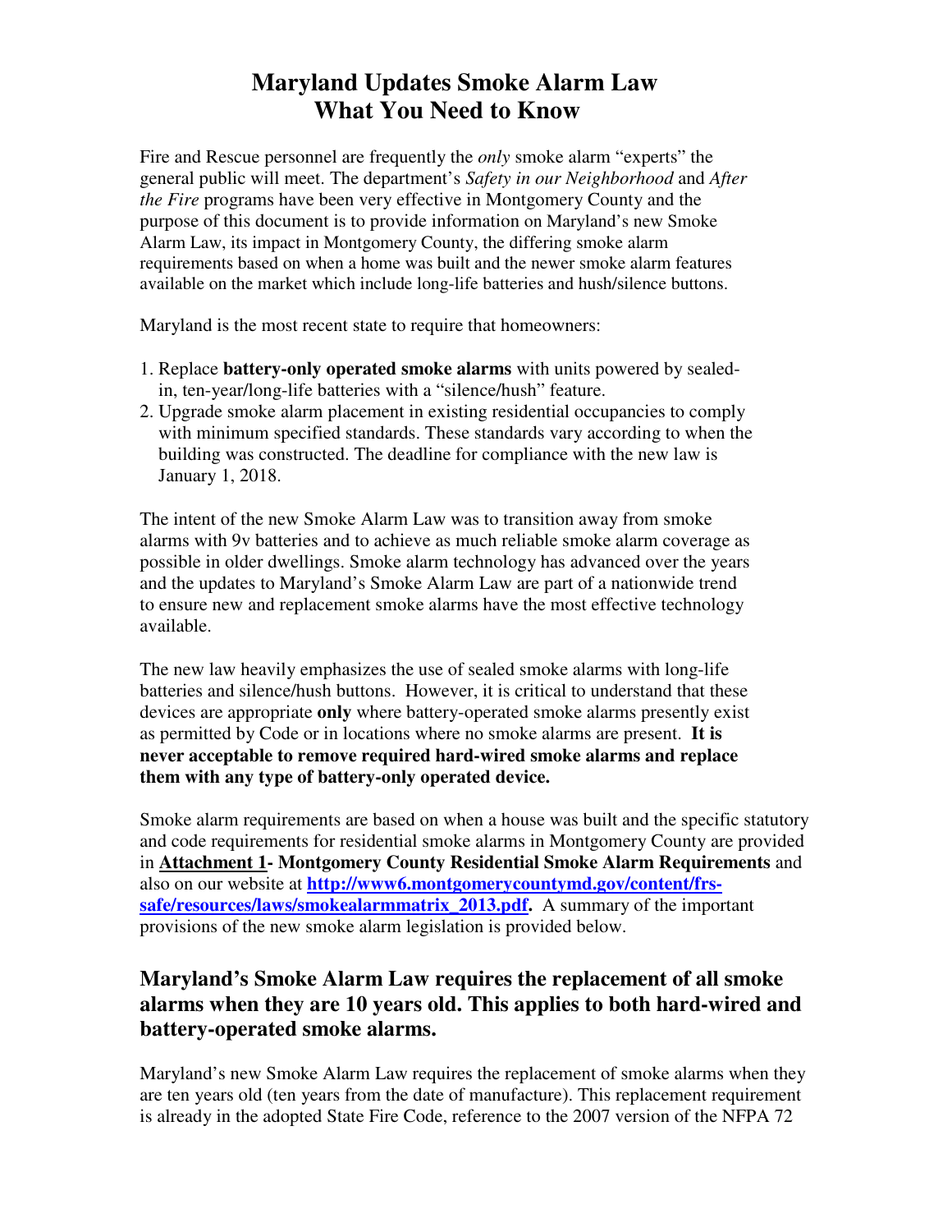# Maryland Updates Smoke Alarm Law
# What You Need to Know

Fire and Rescue personnel are frequently the *only* smoke alarm "experts" the general public will meet. The department's *Safety in our Neighborhood* and *After the Fire* programs have been very effective in Montgomery County and the purpose of this document is to provide information on Maryland's new Smoke Alarm Law, its impact in Montgomery County, the differing smoke alarm requirements based on when a home was built and the newer smoke alarm features available on the market which include long-life batteries and hush/silence buttons.

Maryland is the most recent state to require that homeowners:

1. Replace **battery-only operated smoke alarms** with units powered by sealed-in, ten-year/long-life batteries with a "silence/hush" feature.
2. Upgrade smoke alarm placement in existing residential occupancies to comply with minimum specified standards. These standards vary according to when the building was constructed. The deadline for compliance with the new law is January 1, 2018.

The intent of the new Smoke Alarm Law was to transition away from smoke alarms with 9v batteries and to achieve as much reliable smoke alarm coverage as possible in older dwellings. Smoke alarm technology has advanced over the years and the updates to Maryland's Smoke Alarm Law are part of a nationwide trend to ensure new and replacement smoke alarms have the most effective technology available.

The new law heavily emphasizes the use of sealed smoke alarms with long-life batteries and silence/hush buttons. However, it is critical to understand that these devices are appropriate **only** where battery-operated smoke alarms presently exist as permitted by Code or in locations where no smoke alarms are present. **It is never acceptable to remove required hard-wired smoke alarms and replace them with any type of battery-only operated device.**

Smoke alarm requirements are based on when a house was built and the specific statutory and code requirements for residential smoke alarms in Montgomery County are provided in **<u>Attachment 1</u>- Montgomery County Residential Smoke Alarm Requirements** and also on our website at **[http://www6.montgomerycountymd.gov/content/frs-safe/resources/laws/smokealarmmatrix_2013.pdf](http://www6.montgomerycountymd.gov/content/frs-safe/resources/laws/smokealarmmatrix_2013.pdf).** A summary of the important provisions of the new smoke alarm legislation is provided below.

## Maryland's Smoke Alarm Law requires the replacement of all smoke alarms when they are 10 years old. This applies to both hard-wired and battery-operated smoke alarms.

Maryland's new Smoke Alarm Law requires the replacement of smoke alarms when they are ten years old (ten years from the date of manufacture). This replacement requirement is already in the adopted State Fire Code, reference to the 2007 version of the NFPA 72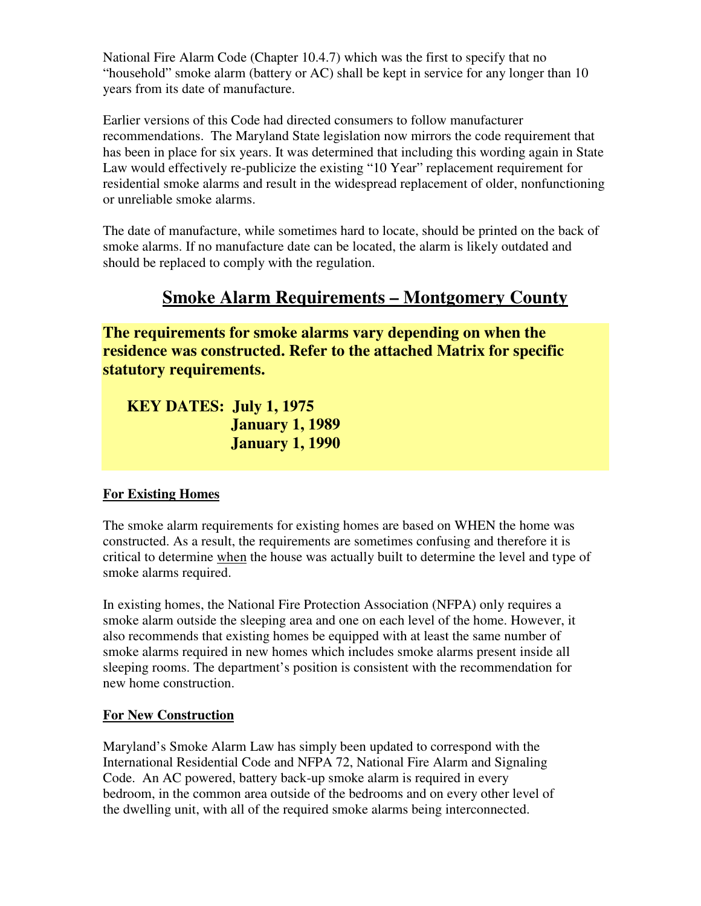National Fire Alarm Code (Chapter 10.4.7) which was the first to specify that no "household" smoke alarm (battery or AC) shall be kept in service for any longer than 10 years from its date of manufacture.

Earlier versions of this Code had directed consumers to follow manufacturer recommendations. The Maryland State legislation now mirrors the code requirement that has been in place for six years. It was determined that including this wording again in State Law would effectively re-publicize the existing "10 Year" replacement requirement for residential smoke alarms and result in the widespread replacement of older, nonfunctioning or unreliable smoke alarms.

The date of manufacture, while sometimes hard to locate, should be printed on the back of smoke alarms. If no manufacture date can be located, the alarm is likely outdated and should be replaced to comply with the regulation.

## Smoke Alarm Requirements – Montgomery County

**The requirements for smoke alarms vary depending on when the residence was constructed. Refer to the attached Matrix for specific statutory requirements.**

**KEY DATES: July 1, 1975**
**January 1, 1989**
**January 1, 1990**

### For Existing Homes

The smoke alarm requirements for existing homes are based on WHEN the home was constructed. As a result, the requirements are sometimes confusing and therefore it is critical to determine when the house was actually built to determine the level and type of smoke alarms required.

In existing homes, the National Fire Protection Association (NFPA) only requires a smoke alarm outside the sleeping area and one on each level of the home. However, it also recommends that existing homes be equipped with at least the same number of smoke alarms required in new homes which includes smoke alarms present inside all sleeping rooms. The department's position is consistent with the recommendation for new home construction.

### For New Construction

Maryland's Smoke Alarm Law has simply been updated to correspond with the International Residential Code and NFPA 72, National Fire Alarm and Signaling Code. An AC powered, battery back-up smoke alarm is required in every bedroom, in the common area outside of the bedrooms and on every other level of the dwelling unit, with all of the required smoke alarms being interconnected.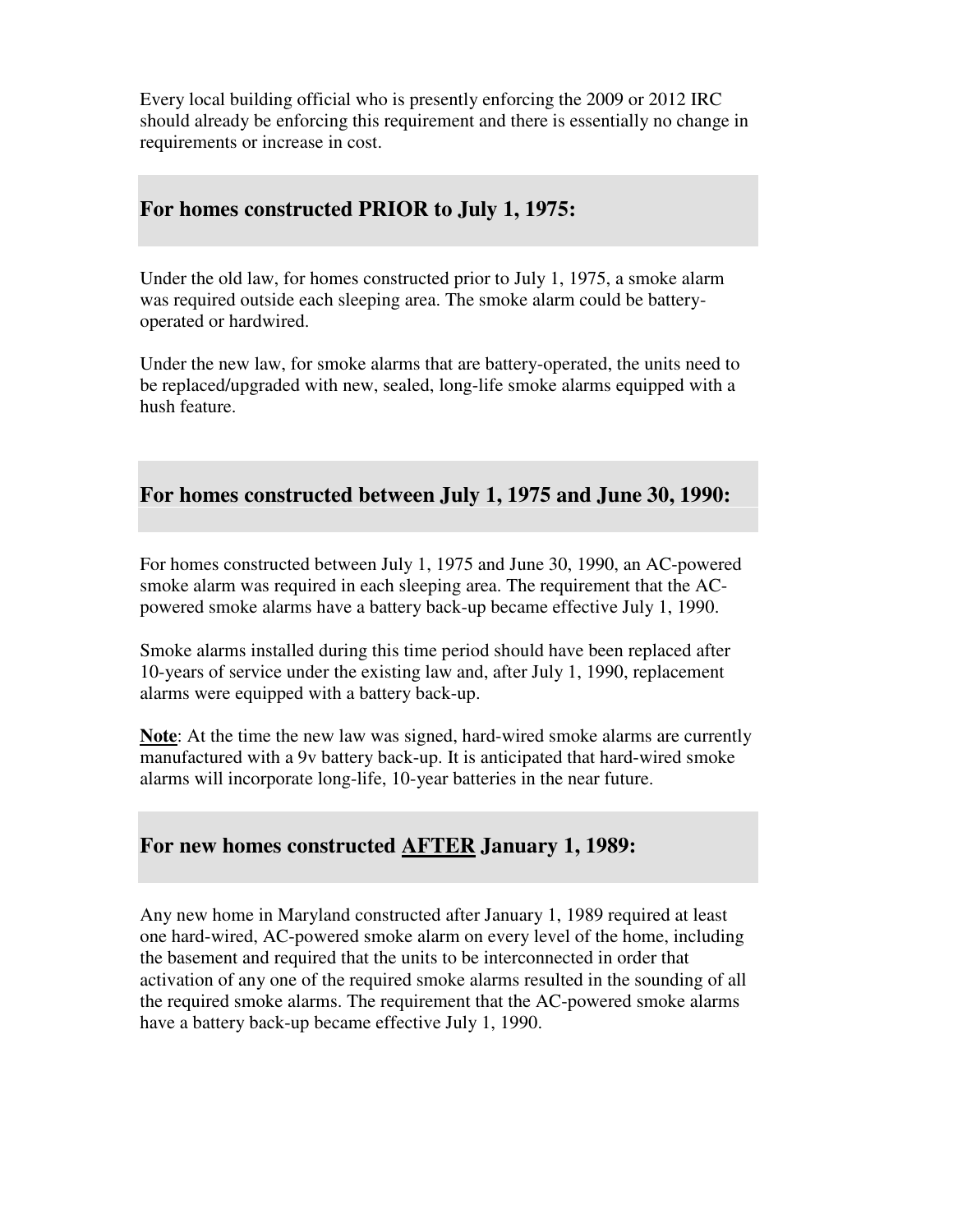Every local building official who is presently enforcing the 2009 or 2012 IRC should already be enforcing this requirement and there is essentially no change in requirements or increase in cost.

## For homes constructed PRIOR to July 1, 1975:

Under the old law, for homes constructed prior to July 1, 1975, a smoke alarm was required outside each sleeping area. The smoke alarm could be battery-operated or hardwired.

Under the new law, for smoke alarms that are battery-operated, the units need to be replaced/upgraded with new, sealed, long-life smoke alarms equipped with a hush feature.

## For homes constructed between July 1, 1975 and June 30, 1990:

For homes constructed between July 1, 1975 and June 30, 1990, an AC-powered smoke alarm was required in each sleeping area. The requirement that the AC-powered smoke alarms have a battery back-up became effective July 1, 1990.

Smoke alarms installed during this time period should have been replaced after 10-years of service under the existing law and, after July 1, 1990, replacement alarms were equipped with a battery back-up.

**Note**: At the time the new law was signed, hard-wired smoke alarms are currently manufactured with a 9v battery back-up. It is anticipated that hard-wired smoke alarms will incorporate long-life, 10-year batteries in the near future.

## For new homes constructed AFTER January 1, 1989:

Any new home in Maryland constructed after January 1, 1989 required at least one hard-wired, AC-powered smoke alarm on every level of the home, including the basement and required that the units to be interconnected in order that activation of any one of the required smoke alarms resulted in the sounding of all the required smoke alarms. The requirement that the AC-powered smoke alarms have a battery back-up became effective July 1, 1990.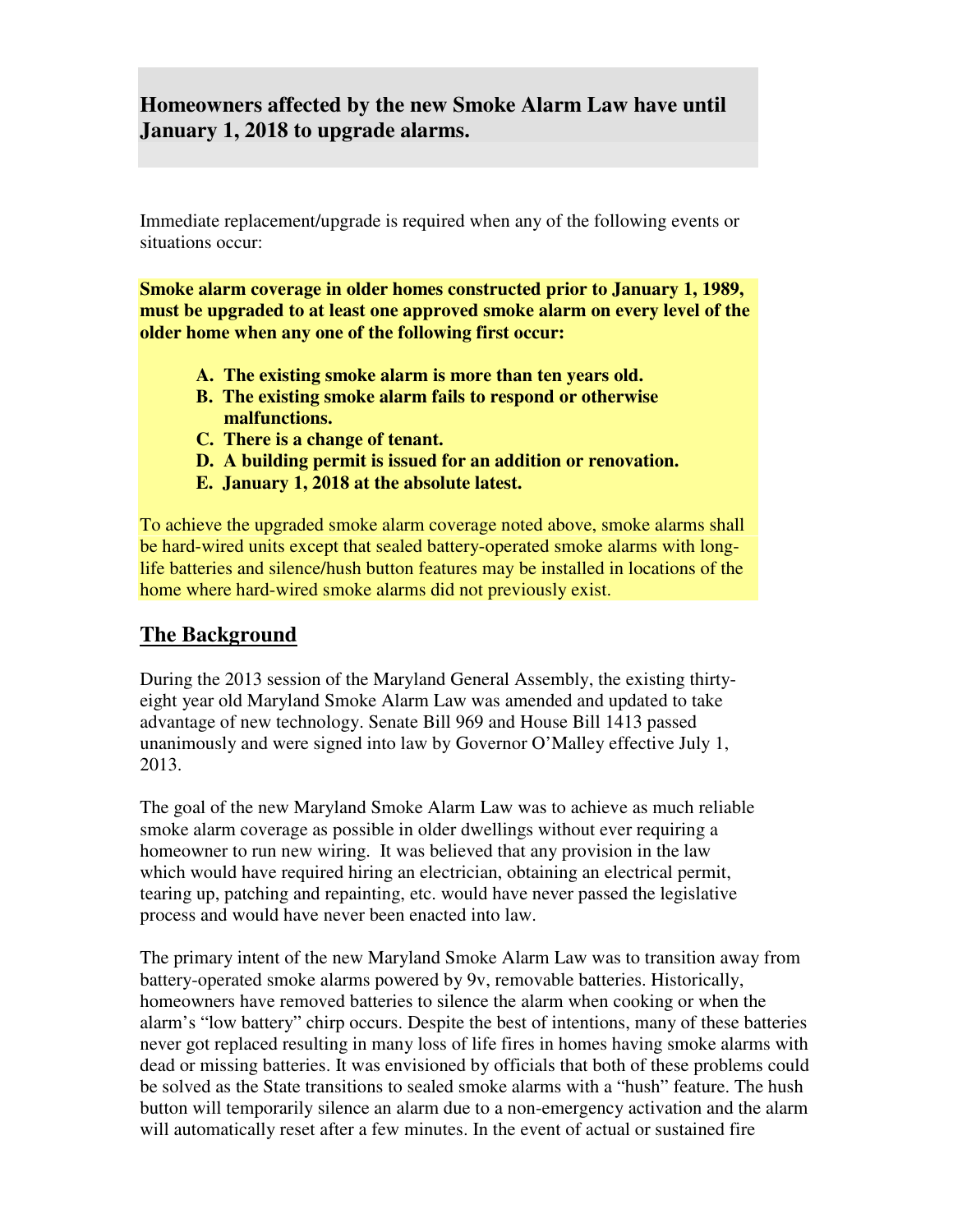## Homeowners affected by the new Smoke Alarm Law have until January 1, 2018 to upgrade alarms.

Immediate replacement/upgrade is required when any of the following events or situations occur:

**Smoke alarm coverage in older homes constructed prior to January 1, 1989, must be upgraded to at least one approved smoke alarm on every level of the older home when any one of the following first occur:**

A. **The existing smoke alarm is more than ten years old.**
B. **The existing smoke alarm fails to respond or otherwise malfunctions.**
C. **There is a change of tenant.**
D. **A building permit is issued for an addition or renovation.**
E. **January 1, 2018 at the absolute latest.**

To achieve the upgraded smoke alarm coverage noted above, smoke alarms shall be hard-wired units except that sealed battery-operated smoke alarms with long-life batteries and silence/hush button features may be installed in locations of the home where hard-wired smoke alarms did not previously exist.

## The Background

During the 2013 session of the Maryland General Assembly, the existing thirty-eight year old Maryland Smoke Alarm Law was amended and updated to take advantage of new technology. Senate Bill 969 and House Bill 1413 passed unanimously and were signed into law by Governor O'Malley effective July 1, 2013.

The goal of the new Maryland Smoke Alarm Law was to achieve as much reliable smoke alarm coverage as possible in older dwellings without ever requiring a homeowner to run new wiring. It was believed that any provision in the law which would have required hiring an electrician, obtaining an electrical permit, tearing up, patching and repainting, etc. would have never passed the legislative process and would have never been enacted into law.

The primary intent of the new Maryland Smoke Alarm Law was to transition away from battery-operated smoke alarms powered by 9v, removable batteries. Historically, homeowners have removed batteries to silence the alarm when cooking or when the alarm's "low battery" chirp occurs. Despite the best of intentions, many of these batteries never got replaced resulting in many loss of life fires in homes having smoke alarms with dead or missing batteries. It was envisioned by officials that both of these problems could be solved as the State transitions to sealed smoke alarms with a "hush" feature. The hush button will temporarily silence an alarm due to a non-emergency activation and the alarm will automatically reset after a few minutes. In the event of actual or sustained fire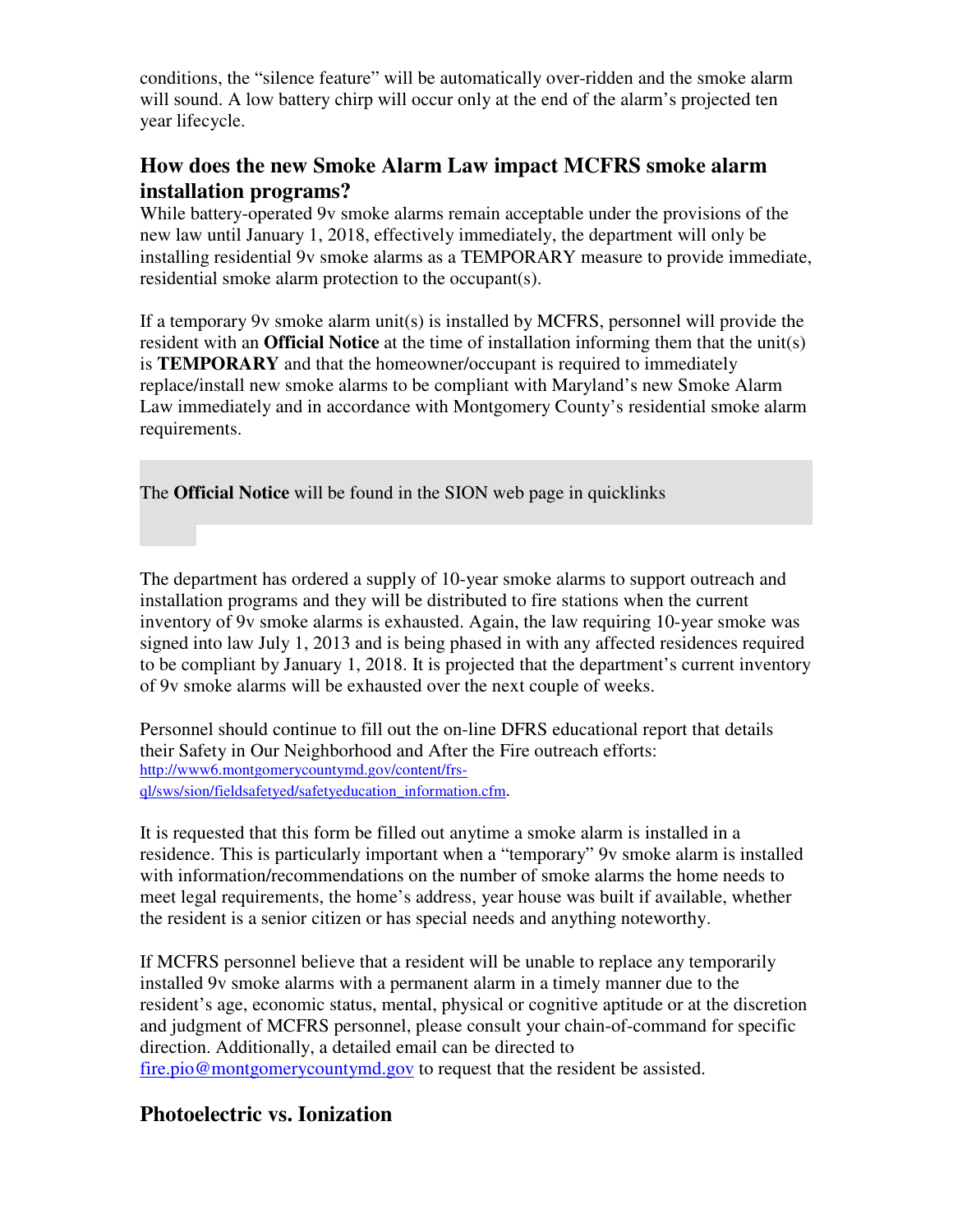conditions, the "silence feature" will be automatically over-ridden and the smoke alarm will sound. A low battery chirp will occur only at the end of the alarm's projected ten year lifecycle.

## How does the new Smoke Alarm Law impact MCFRS smoke alarm installation programs?

While battery-operated 9v smoke alarms remain acceptable under the provisions of the new law until January 1, 2018, effectively immediately, the department will only be installing residential 9v smoke alarms as a TEMPORARY measure to provide immediate, residential smoke alarm protection to the occupant(s).

If a temporary 9v smoke alarm unit(s) is installed by MCFRS, personnel will provide the resident with an **Official Notice** at the time of installation informing them that the unit(s) is **TEMPORARY** and that the homeowner/occupant is required to immediately replace/install new smoke alarms to be compliant with Maryland's new Smoke Alarm Law immediately and in accordance with Montgomery County's residential smoke alarm requirements.

The **Official Notice** will be found in the SION web page in quicklinks

The department has ordered a supply of 10-year smoke alarms to support outreach and installation programs and they will be distributed to fire stations when the current inventory of 9v smoke alarms is exhausted. Again, the law requiring 10-year smoke was signed into law July 1, 2013 and is being phased in with any affected residences required to be compliant by January 1, 2018. It is projected that the department's current inventory of 9v smoke alarms will be exhausted over the next couple of weeks.

Personnel should continue to fill out the on-line DFRS educational report that details their Safety in Our Neighborhood and After the Fire outreach efforts: http://www6.montgomerycountymd.gov/content/frs-ql/sws/sion/fieldsafetyed/safetyeducation_information.cfm.

It is requested that this form be filled out anytime a smoke alarm is installed in a residence. This is particularly important when a "temporary" 9v smoke alarm is installed with information/recommendations on the number of smoke alarms the home needs to meet legal requirements, the home's address, year house was built if available, whether the resident is a senior citizen or has special needs and anything noteworthy.

If MCFRS personnel believe that a resident will be unable to replace any temporarily installed 9v smoke alarms with a permanent alarm in a timely manner due to the resident's age, economic status, mental, physical or cognitive aptitude or at the discretion and judgment of MCFRS personnel, please consult your chain-of-command for specific direction. Additionally, a detailed email can be directed to fire.pio@montgomerycountymd.gov to request that the resident be assisted.

## Photoelectric vs. Ionization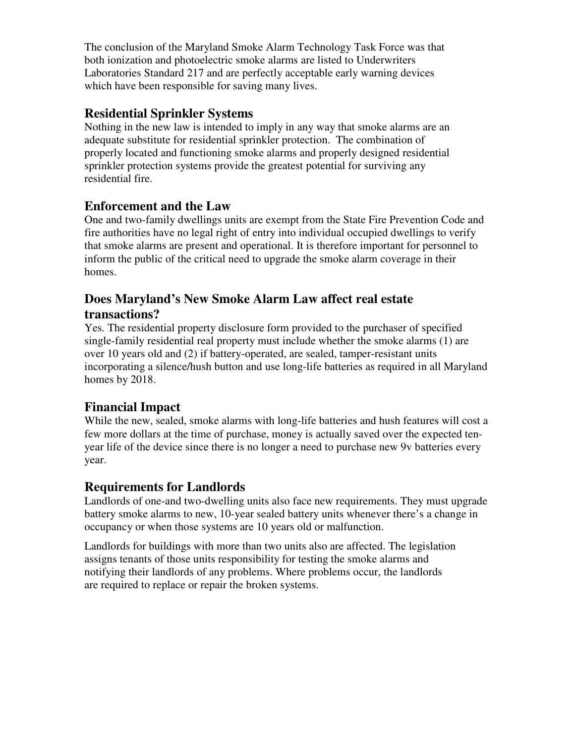The conclusion of the Maryland Smoke Alarm Technology Task Force was that both ionization and photoelectric smoke alarms are listed to Underwriters Laboratories Standard 217 and are perfectly acceptable early warning devices which have been responsible for saving many lives.

## Residential Sprinkler Systems

Nothing in the new law is intended to imply in any way that smoke alarms are an adequate substitute for residential sprinkler protection. The combination of properly located and functioning smoke alarms and properly designed residential sprinkler protection systems provide the greatest potential for surviving any residential fire.

## Enforcement and the Law

One and two-family dwellings units are exempt from the State Fire Prevention Code and fire authorities have no legal right of entry into individual occupied dwellings to verify that smoke alarms are present and operational. It is therefore important for personnel to inform the public of the critical need to upgrade the smoke alarm coverage in their homes.

## Does Maryland's New Smoke Alarm Law affect real estate transactions?

Yes. The residential property disclosure form provided to the purchaser of specified single-family residential real property must include whether the smoke alarms (1) are over 10 years old and (2) if battery-operated, are sealed, tamper-resistant units incorporating a silence/hush button and use long-life batteries as required in all Maryland homes by 2018.

## Financial Impact

While the new, sealed, smoke alarms with long-life batteries and hush features will cost a few more dollars at the time of purchase, money is actually saved over the expected ten-year life of the device since there is no longer a need to purchase new 9v batteries every year.

## Requirements for Landlords

Landlords of one-and two-dwelling units also face new requirements. They must upgrade battery smoke alarms to new, 10-year sealed battery units whenever there's a change in occupancy or when those systems are 10 years old or malfunction.

Landlords for buildings with more than two units also are affected. The legislation assigns tenants of those units responsibility for testing the smoke alarms and notifying their landlords of any problems. Where problems occur, the landlords are required to replace or repair the broken systems.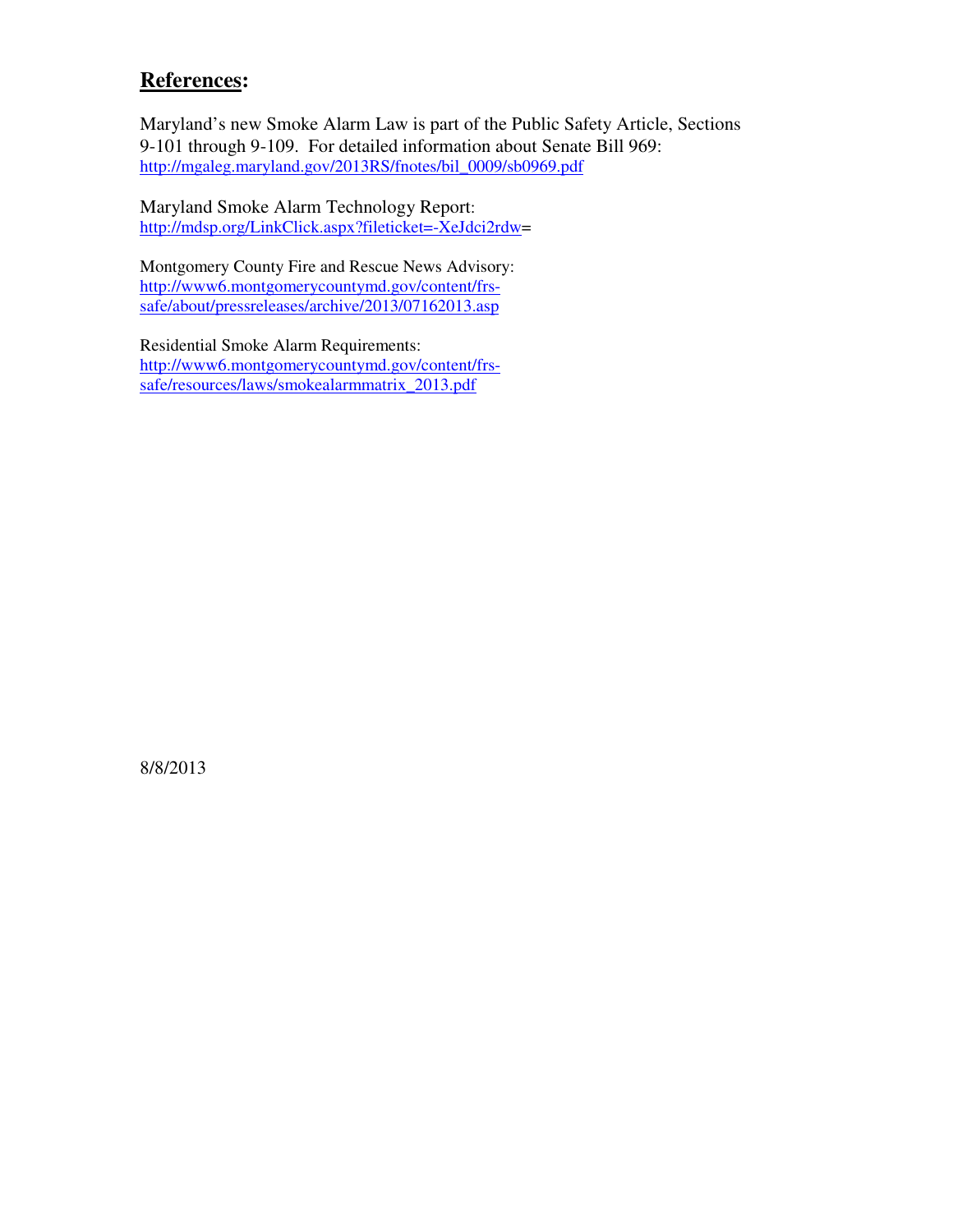## **References**:

Maryland's new Smoke Alarm Law is part of the Public Safety Article, Sections 9-101 through 9-109. For detailed information about Senate Bill 969: http://mgaleg.maryland.gov/2013RS/fnotes/bil_0009/sb0969.pdf

Maryland Smoke Alarm Technology Report:
http://mdsp.org/LinkClick.aspx?fileticket=-XeJdci2rdw=

Montgomery County Fire and Rescue News Advisory:
http://www6.montgomerycountymd.gov/content/frs-safe/about/pressreleases/archive/2013/07162013.asp

Residential Smoke Alarm Requirements:
http://www6.montgomerycountymd.gov/content/frs-safe/resources/laws/smokealarmmatrix_2013.pdf

8/8/2013